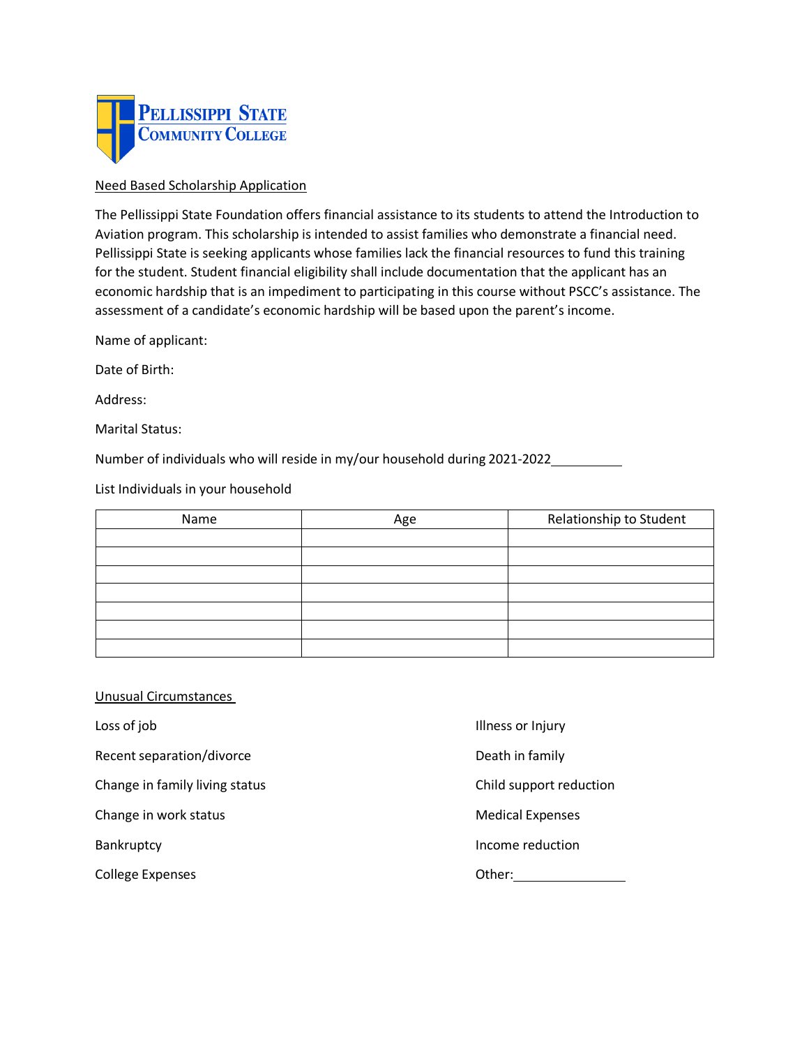Pellissippi State Community College

Need Based Scholarship Application

The Pellissippi State Foundation offers financial assistance to its students to attend the Introduction to Aviation program. This scholarship is intended to assist families who demonstrate a financial need. Pellissippi State is seeking applicants whose families lack the financial resources to fund this training for the student. Student financial eligibility shall include documentation that the applicant has an economic hardship that is an impediment to participating in this course without PSCC's assistance. The assessment of a candidate's economic hardship will be based upon the parent's income.

Name of applicant:

Date of Birth:

Address:

Marital Status:

Number of individuals who will reside in my/our household during 2021-2022__________

List Individuals in your household

| Name | Age | Relationship to Student |
|---|---|---|
| | | |
| | | |
| | | |
| | | |
| | | |
| | | |
| | | |

Unusual Circumstances

Loss of job

Recent separation/divorce

Change in family living status

Change in work status

Bankruptcy

College Expenses

Illness or Injury

Death in family

Child support reduction

Medical Expenses

Income reduction

Other:________________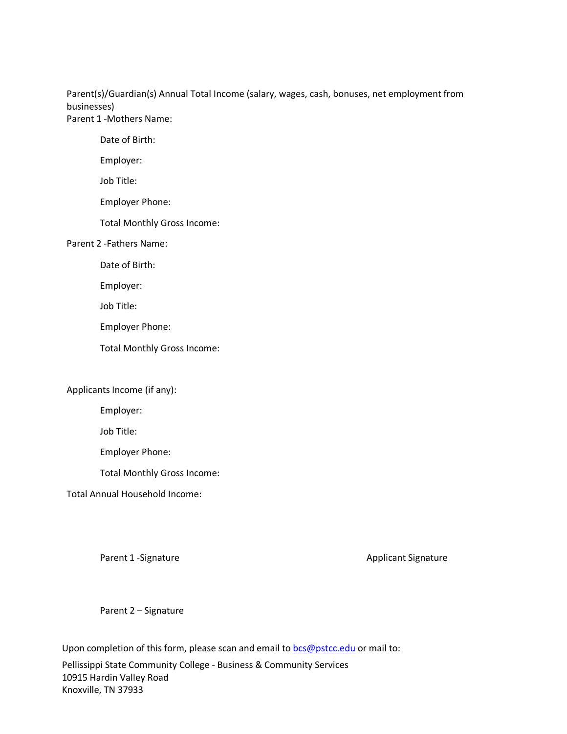Parent(s)/Guardian(s) Annual Total Income (salary, wages, cash, bonuses, net employment from businesses)

Parent 1 -Mothers Name:

Date of Birth:

Employer:

Job Title:

Employer Phone:

Total Monthly Gross Income:

Parent 2 -Fathers Name:

Date of Birth:

Employer:

Job Title:

Employer Phone:

Total Monthly Gross Income:

Applicants Income (if any):

Employer:

Job Title:

Employer Phone:

Total Monthly Gross Income:

Total Annual Household Income:

Parent 1 -Signature

Applicant Signature

Parent 2 – Signature

Upon completion of this form, please scan and email to bcs@pstcc.edu or mail to:

Pellissippi State Community College - Business & Community Services
10915 Hardin Valley Road
Knoxville, TN 37933